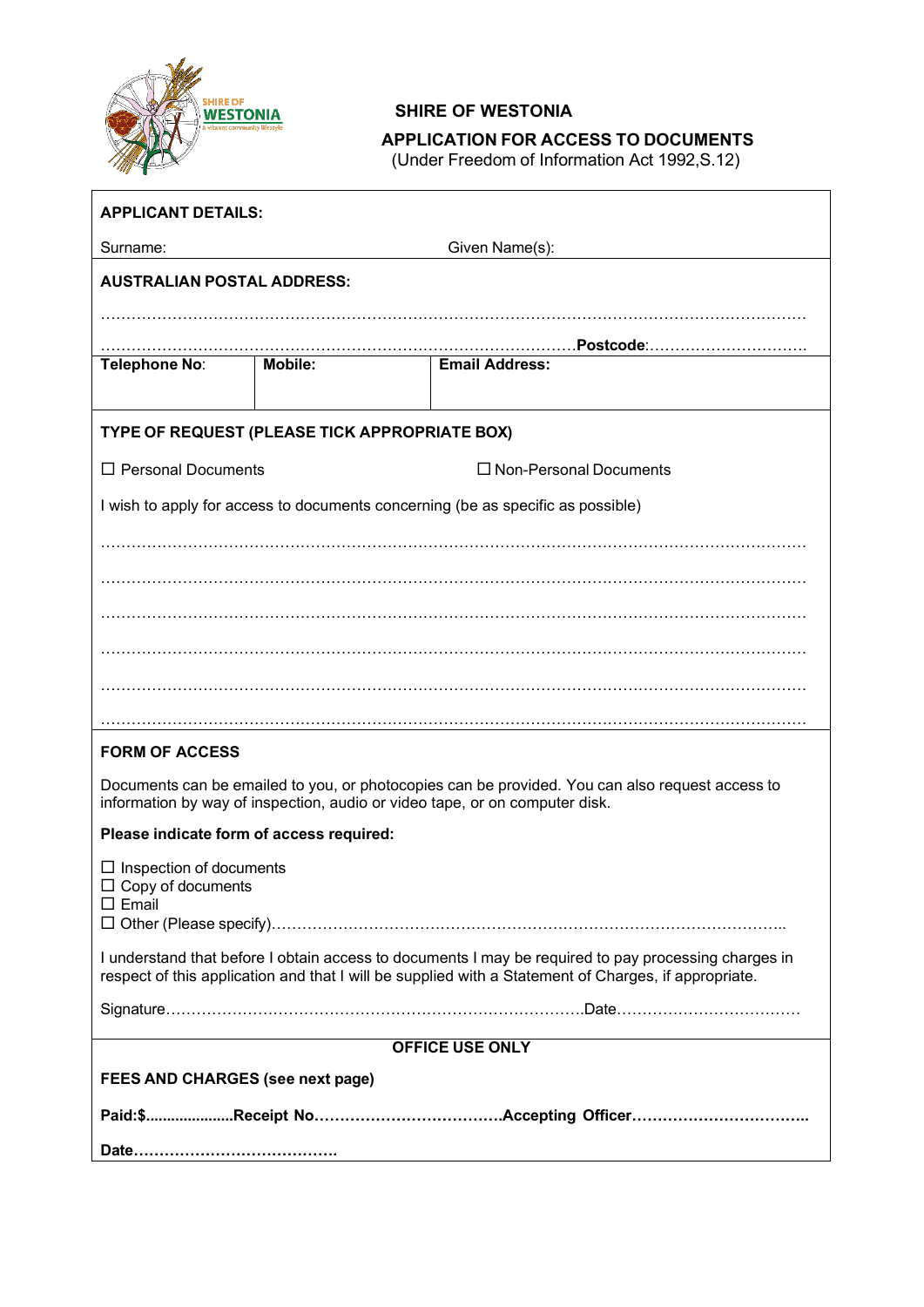# SHIRE OF WESTONIA

## APPLICATION FOR ACCESS TO DOCUMENTS

(Under Freedom of Information Act 1992,S.12)

**APPLICANT DETAILS:**

Surname: Given Name(s):

**AUSTRALIAN POSTAL ADDRESS:**

………………………………………………………………………………………………………………………………

…………………………………………………………………………………………**Postcode**:…………………………

| **Telephone No**: | **Mobile:** | **Email Address:** |
|---|---|---|
| | | |

**TYPE OF REQUEST (PLEASE TICK APPROPRIATE BOX)**

☐ Personal Documents ☐ Non-Personal Documents

I wish to apply for access to documents concerning (be as specific as possible)

………………………………………………………………………………………………………………………………

………………………………………………………………………………………………………………………………

………………………………………………………………………………………………………………………………

………………………………………………………………………………………………………………………………

………………………………………………………………………………………………………………………………

………………………………………………………………………………………………………………………………

**FORM OF ACCESS**

Documents can be emailed to you, or photocopies can be provided. You can also request access to information by way of inspection, audio or video tape, or on computer disk.

**Please indicate form of access required:**

☐ Inspection of documents
☐ Copy of documents
☐ Email
☐ Other (Please specify)…………………………………………………………………………………………..

I understand that before I obtain access to documents I may be required to pay processing charges in respect of this application and that I will be supplied with a Statement of Charges, if appropriate.

Signature……………………………………………………………………………Date………………………………

**OFFICE USE ONLY**

**FEES AND CHARGES (see next page)**

**Paid:$....................Receipt No……………………………….Accepting Officer……………………………..**

**Date………………………………….**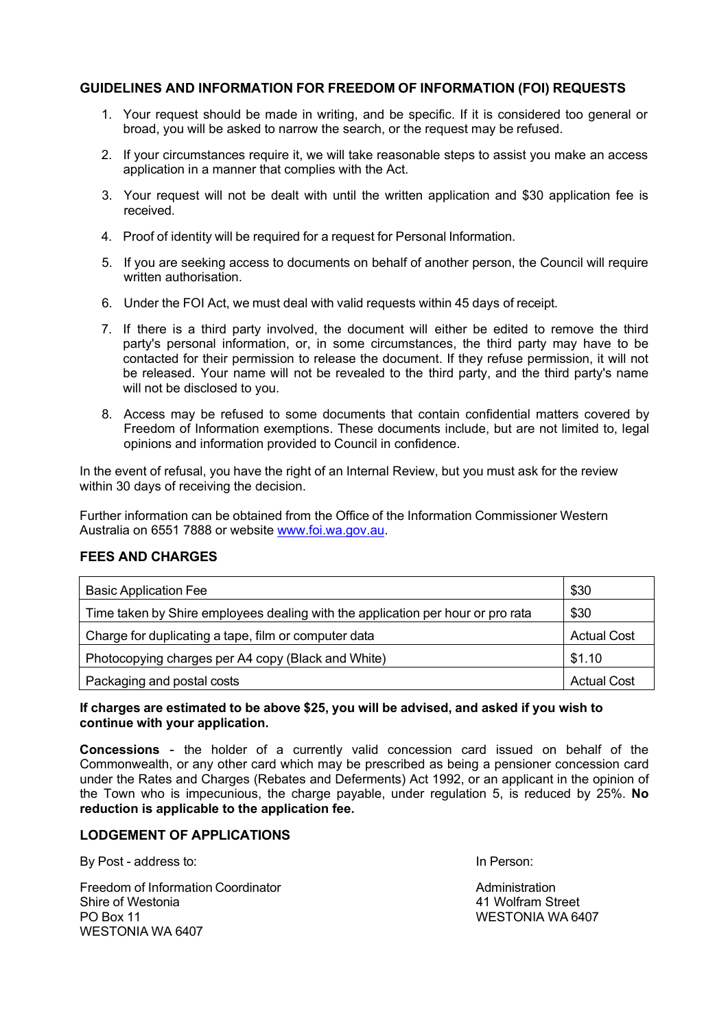## GUIDELINES AND INFORMATION FOR FREEDOM OF INFORMATION (FOI) REQUESTS

1. Your request should be made in writing, and be specific. If it is considered too general or broad, you will be asked to narrow the search, or the request may be refused.
2. If your circumstances require it, we will take reasonable steps to assist you make an access application in a manner that complies with the Act.
3. Your request will not be dealt with until the written application and $30 application fee is received.
4. Proof of identity will be required for a request for Personal Information.
5. If you are seeking access to documents on behalf of another person, the Council will require written authorisation.
6. Under the FOI Act, we must deal with valid requests within 45 days of receipt.
7. If there is a third party involved, the document will either be edited to remove the third party's personal information, or, in some circumstances, the third party may have to be contacted for their permission to release the document. If they refuse permission, it will not be released. Your name will not be revealed to the third party, and the third party's name will not be disclosed to you.
8. Access may be refused to some documents that contain confidential matters covered by Freedom of Information exemptions. These documents include, but are not limited to, legal opinions and information provided to Council in confidence.

In the event of refusal, you have the right of an Internal Review, but you must ask for the review within 30 days of receiving the decision.

Further information can be obtained from the Office of the Information Commissioner Western Australia on 6551 7888 or website [www.foi.wa.gov.au](http://www.foi.wa.gov.au).

## FEES AND CHARGES

| | |
|---|---|
| Basic Application Fee | $30 |
| Time taken by Shire employees dealing with the application per hour or pro rata | $30 |
| Charge for duplicating a tape, film or computer data | Actual Cost |
| Photocopying charges per A4 copy (Black and White) | $1.10 |
| Packaging and postal costs | Actual Cost |

**If charges are estimated to be above $25, you will be advised, and asked if you wish to continue with your application.**

**Concessions** - the holder of a currently valid concession card issued on behalf of the Commonwealth, or any other card which may be prescribed as being a pensioner concession card under the Rates and Charges (Rebates and Deferments) Act 1992, or an applicant in the opinion of the Town who is impecunious, the charge payable, under regulation 5, is reduced by 25%. **No reduction is applicable to the application fee.**

## LODGEMENT OF APPLICATIONS

By Post - address to:

Freedom of Information Coordinator
Shire of Westonia
PO Box 11
WESTONIA WA 6407

In Person:

Administration
41 Wolfram Street
WESTONIA WA 6407